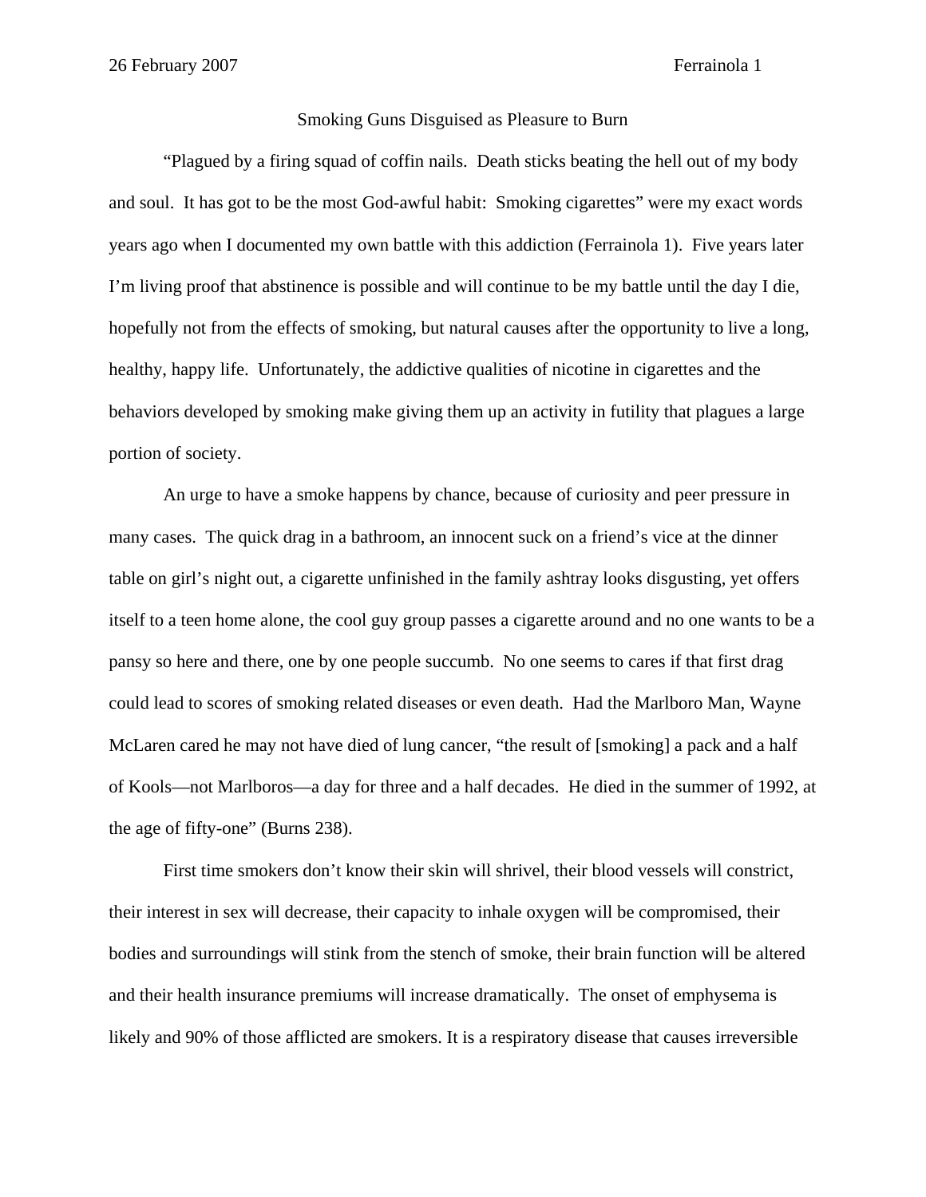# Smoking Guns Disguised as Pleasure to Burn

"Plagued by a firing squad of coffin nails. Death sticks beating the hell out of my body and soul. It has got to be the most God-awful habit: Smoking cigarettes" were my exact words years ago when I documented my own battle with this addiction (Ferrainola 1). Five years later I'm living proof that abstinence is possible and will continue to be my battle until the day I die, hopefully not from the effects of smoking, but natural causes after the opportunity to live a long, healthy, happy life. Unfortunately, the addictive qualities of nicotine in cigarettes and the behaviors developed by smoking make giving them up an activity in futility that plagues a large portion of society.

An urge to have a smoke happens by chance, because of curiosity and peer pressure in many cases. The quick drag in a bathroom, an innocent suck on a friend's vice at the dinner table on girl's night out, a cigarette unfinished in the family ashtray looks disgusting, yet offers itself to a teen home alone, the cool guy group passes a cigarette around and no one wants to be a pansy so here and there, one by one people succumb. No one seems to cares if that first drag could lead to scores of smoking related diseases or even death. Had the Marlboro Man, Wayne McLaren cared he may not have died of lung cancer, "the result of [smoking] a pack and a half of Kools—not Marlboros—a day for three and a half decades. He died in the summer of 1992, at the age of fifty-one" (Burns 238).

First time smokers don't know their skin will shrivel, their blood vessels will constrict, their interest in sex will decrease, their capacity to inhale oxygen will be compromised, their bodies and surroundings will stink from the stench of smoke, their brain function will be altered and their health insurance premiums will increase dramatically. The onset of emphysema is likely and 90% of those afflicted are smokers. It is a respiratory disease that causes irreversible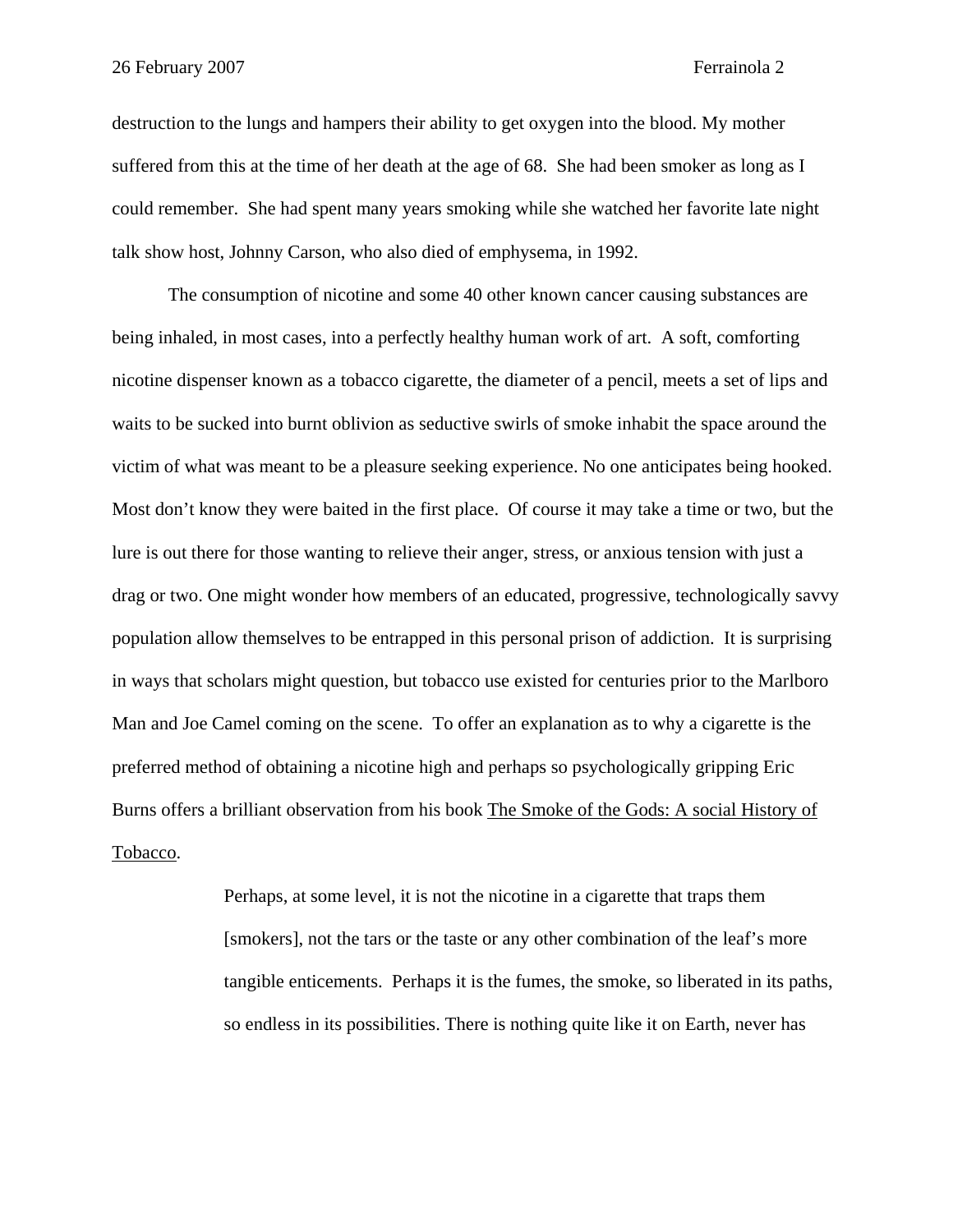destruction to the lungs and hampers their ability to get oxygen into the blood. My mother suffered from this at the time of her death at the age of 68. She had been smoker as long as I could remember. She had spent many years smoking while she watched her favorite late night talk show host, Johnny Carson, who also died of emphysema, in 1992.

The consumption of nicotine and some 40 other known cancer causing substances are being inhaled, in most cases, into a perfectly healthy human work of art. A soft, comforting nicotine dispenser known as a tobacco cigarette, the diameter of a pencil, meets a set of lips and waits to be sucked into burnt oblivion as seductive swirls of smoke inhabit the space around the victim of what was meant to be a pleasure seeking experience. No one anticipates being hooked. Most don't know they were baited in the first place. Of course it may take a time or two, but the lure is out there for those wanting to relieve their anger, stress, or anxious tension with just a drag or two. One might wonder how members of an educated, progressive, technologically savvy population allow themselves to be entrapped in this personal prison of addiction. It is surprising in ways that scholars might question, but tobacco use existed for centuries prior to the Marlboro Man and Joe Camel coming on the scene. To offer an explanation as to why a cigarette is the preferred method of obtaining a nicotine high and perhaps so psychologically gripping Eric Burns offers a brilliant observation from his book <u>The Smoke of the Gods: A social History of Tobacco</u>.

> Perhaps, at some level, it is not the nicotine in a cigarette that traps them [smokers], not the tars or the taste or any other combination of the leaf's more tangible enticements. Perhaps it is the fumes, the smoke, so liberated in its paths, so endless in its possibilities. There is nothing quite like it on Earth, never has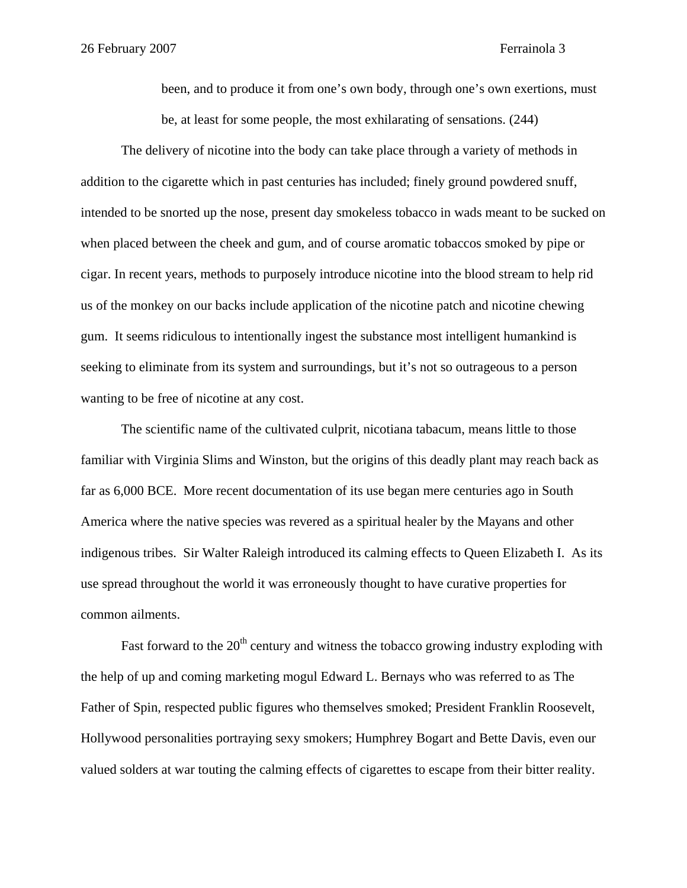> been, and to produce it from one's own body, through one's own exertions, must be, at least for some people, the most exhilarating of sensations. (244)

The delivery of nicotine into the body can take place through a variety of methods in addition to the cigarette which in past centuries has included; finely ground powdered snuff, intended to be snorted up the nose, present day smokeless tobacco in wads meant to be sucked on when placed between the cheek and gum, and of course aromatic tobaccos smoked by pipe or cigar. In recent years, methods to purposely introduce nicotine into the blood stream to help rid us of the monkey on our backs include application of the nicotine patch and nicotine chewing gum. It seems ridiculous to intentionally ingest the substance most intelligent humankind is seeking to eliminate from its system and surroundings, but it's not so outrageous to a person wanting to be free of nicotine at any cost.

The scientific name of the cultivated culprit, nicotiana tabacum, means little to those familiar with Virginia Slims and Winston, but the origins of this deadly plant may reach back as far as 6,000 BCE. More recent documentation of its use began mere centuries ago in South America where the native species was revered as a spiritual healer by the Mayans and other indigenous tribes. Sir Walter Raleigh introduced its calming effects to Queen Elizabeth I. As its use spread throughout the world it was erroneously thought to have curative properties for common ailments.

Fast forward to the 20th century and witness the tobacco growing industry exploding with the help of up and coming marketing mogul Edward L. Bernays who was referred to as The Father of Spin, respected public figures who themselves smoked; President Franklin Roosevelt, Hollywood personalities portraying sexy smokers; Humphrey Bogart and Bette Davis, even our valued solders at war touting the calming effects of cigarettes to escape from their bitter reality.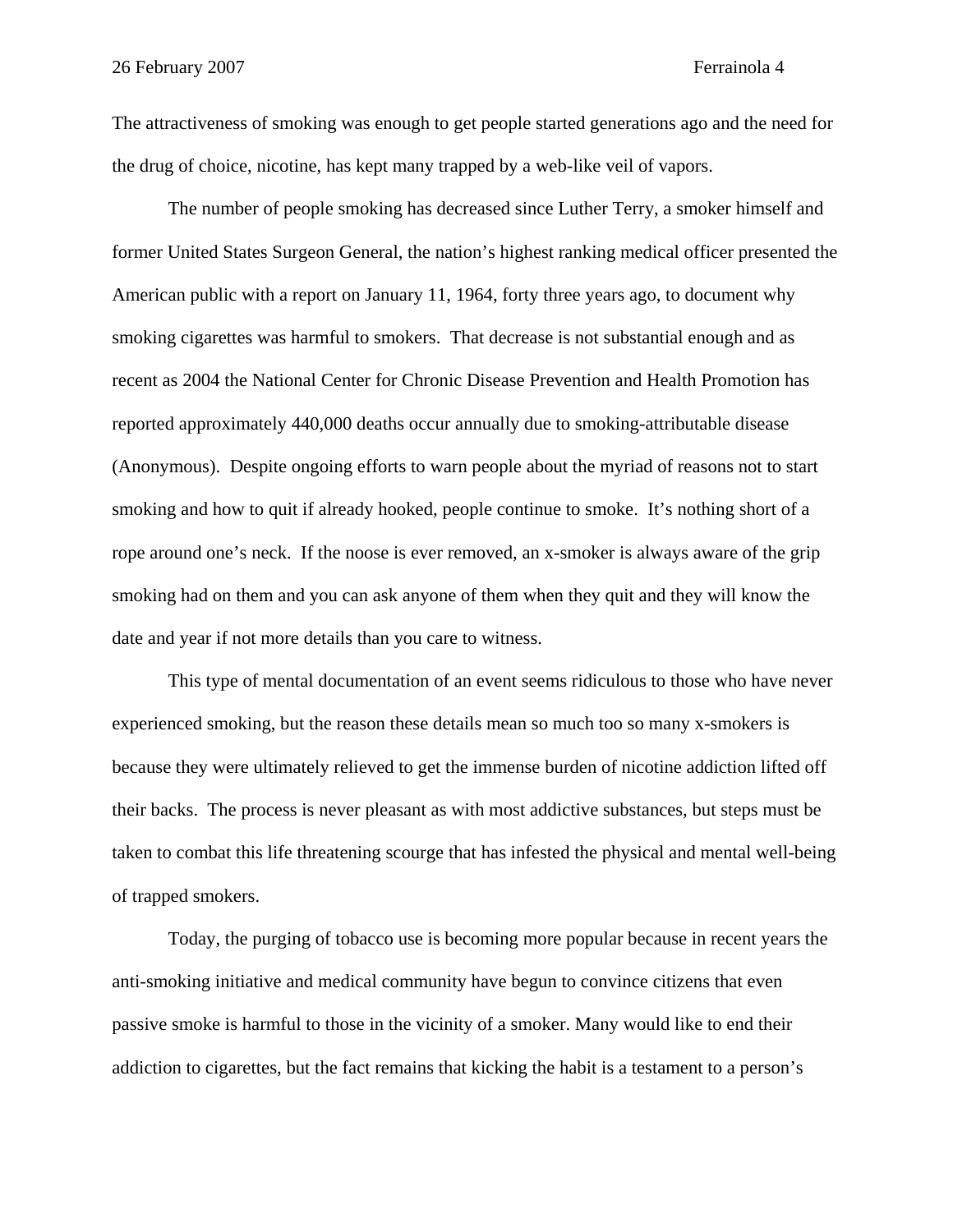The attractiveness of smoking was enough to get people started generations ago and the need for the drug of choice, nicotine, has kept many trapped by a web-like veil of vapors.

The number of people smoking has decreased since Luther Terry, a smoker himself and former United States Surgeon General, the nation's highest ranking medical officer presented the American public with a report on January 11, 1964, forty three years ago, to document why smoking cigarettes was harmful to smokers. That decrease is not substantial enough and as recent as 2004 the National Center for Chronic Disease Prevention and Health Promotion has reported approximately 440,000 deaths occur annually due to smoking-attributable disease (Anonymous). Despite ongoing efforts to warn people about the myriad of reasons not to start smoking and how to quit if already hooked, people continue to smoke. It's nothing short of a rope around one's neck. If the noose is ever removed, an x-smoker is always aware of the grip smoking had on them and you can ask anyone of them when they quit and they will know the date and year if not more details than you care to witness.

This type of mental documentation of an event seems ridiculous to those who have never experienced smoking, but the reason these details mean so much too so many x-smokers is because they were ultimately relieved to get the immense burden of nicotine addiction lifted off their backs. The process is never pleasant as with most addictive substances, but steps must be taken to combat this life threatening scourge that has infested the physical and mental well-being of trapped smokers.

Today, the purging of tobacco use is becoming more popular because in recent years the anti-smoking initiative and medical community have begun to convince citizens that even passive smoke is harmful to those in the vicinity of a smoker. Many would like to end their addiction to cigarettes, but the fact remains that kicking the habit is a testament to a person's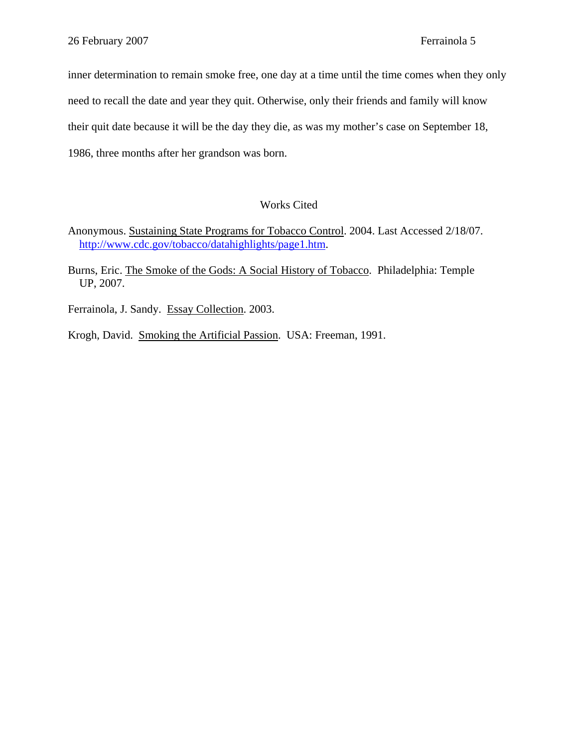inner determination to remain smoke free, one day at a time until the time comes when they only need to recall the date and year they quit. Otherwise, only their friends and family will know their quit date because it will be the day they die, as was my mother's case on September 18, 1986, three months after her grandson was born.

## Works Cited

Anonymous. Sustaining State Programs for Tobacco Control. 2004. Last Accessed 2/18/07. http://www.cdc.gov/tobacco/datahighlights/page1.htm.

Burns, Eric. The Smoke of the Gods: A Social History of Tobacco. Philadelphia: Temple UP, 2007.

Ferrainola, J. Sandy. Essay Collection. 2003.

Krogh, David. Smoking the Artificial Passion. USA: Freeman, 1991.